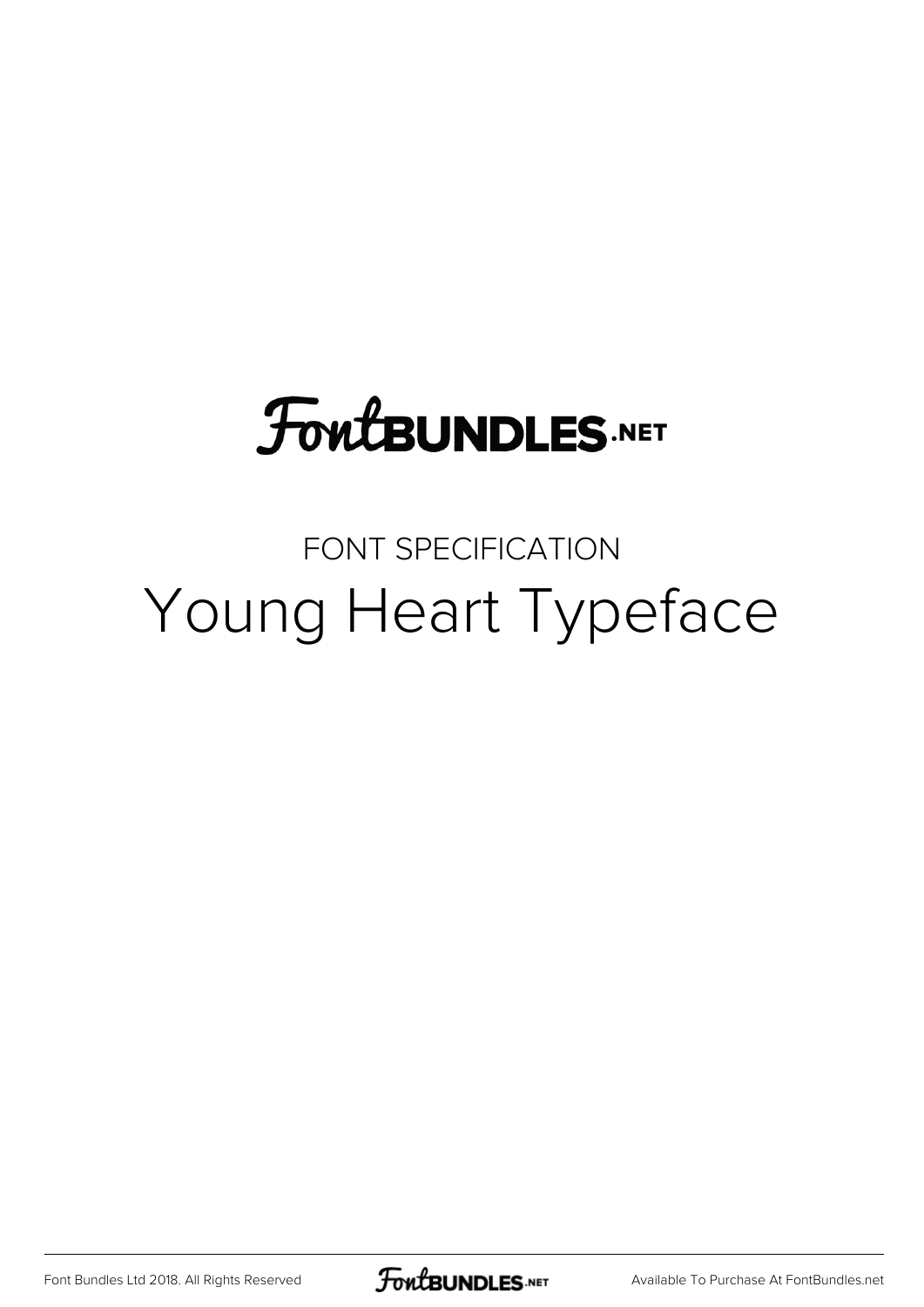FontBUNDLES.NET

FONT SPECIFICATION

# Young Heart Typeface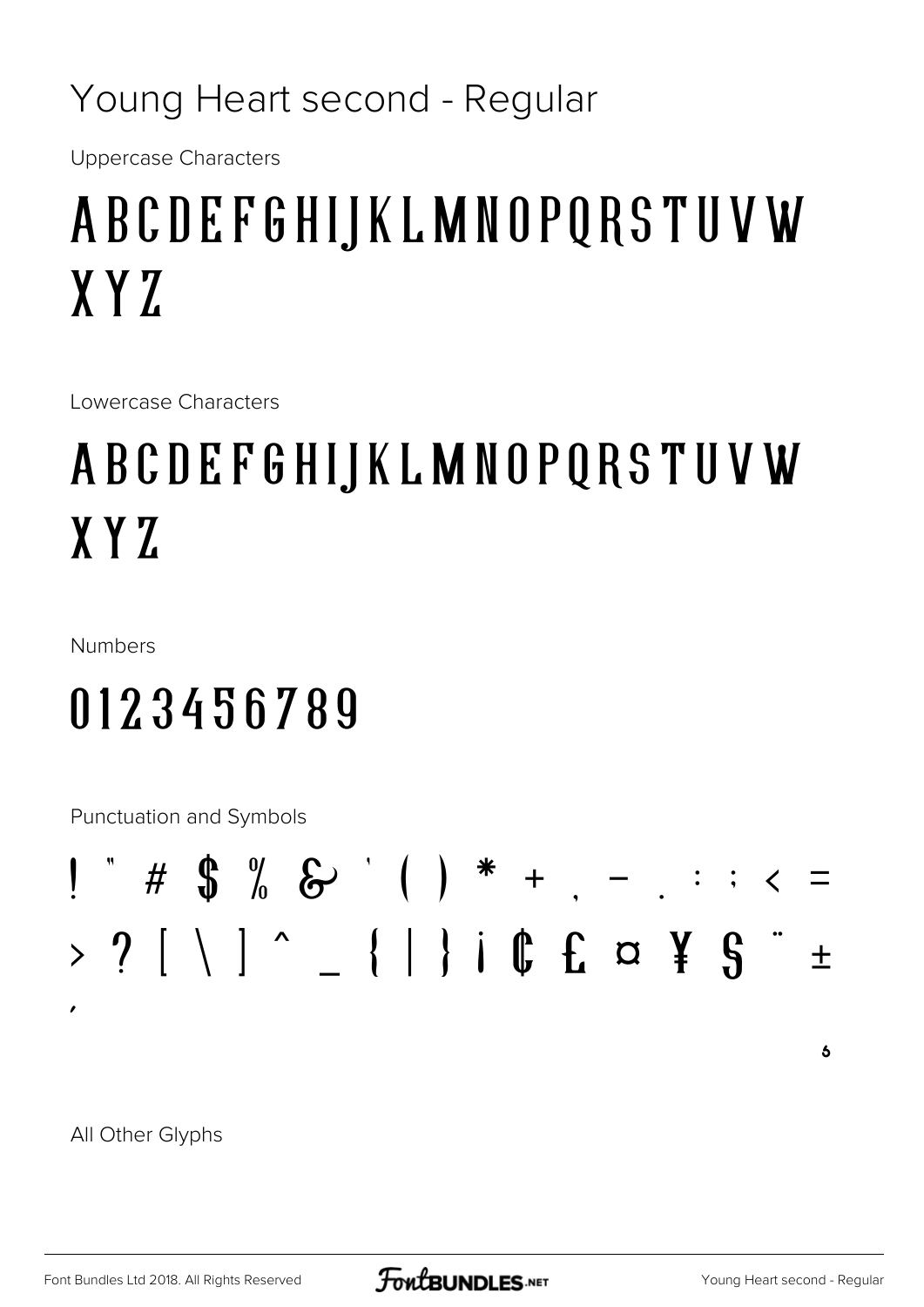# Young Heart second - Regular

Uppercase Characters

## A B C D E F G H I J K L M N O P Q R S T U V W X Y Z

Lowercase Characters

## A B C D E F G H I J K L M N O P Q R S T U V W X Y Z

Numbers

## 0 1 2 3 4 5 6 7 8 9

Punctuation and Symbols

## ! " # $ % & ' ( ) * + , - . : ; < = > ? [ \ ] ^ _ { | } ¡ ¢ £ ¤ ¥ § ¨ ± ´

All Other Glyphs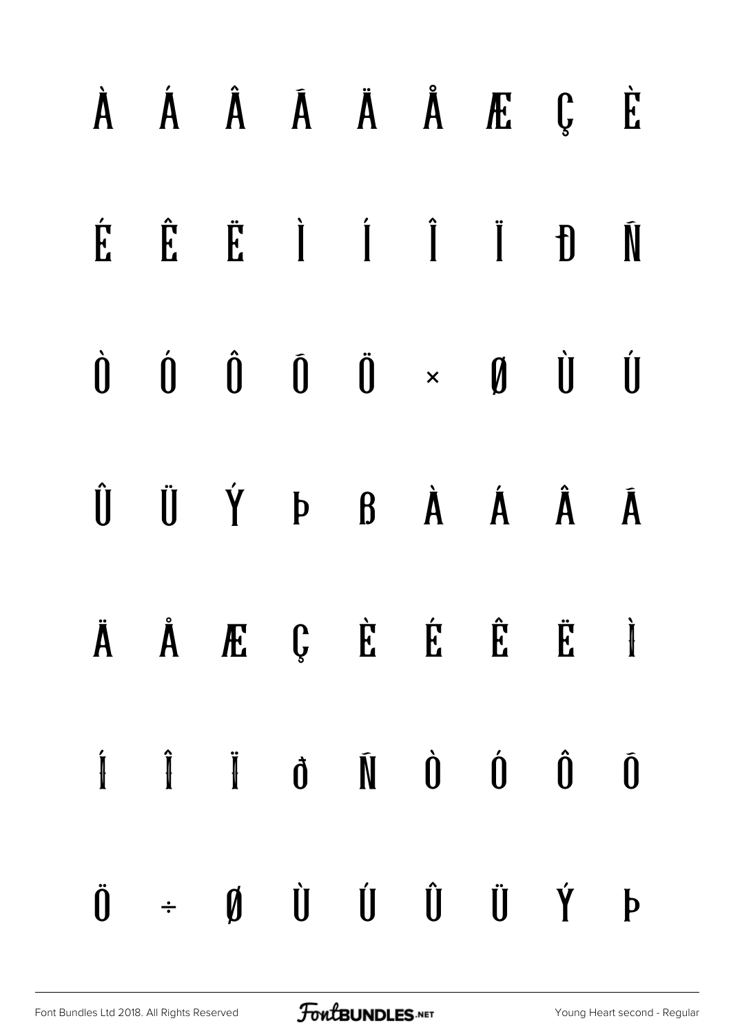À Á Â Ã Ä Å Æ Ç È

É Ê Ë Ì Í Î Ï Ð Ñ

Ò Ó Ô Õ Ö × Ø Ù Ú

Û Ü Ý Þ ß à á â ã

ä å æ ç è é ê ë ì

í î ï ð ñ ò ó ô õ

ö ÷ ø ù ú û ü ý þ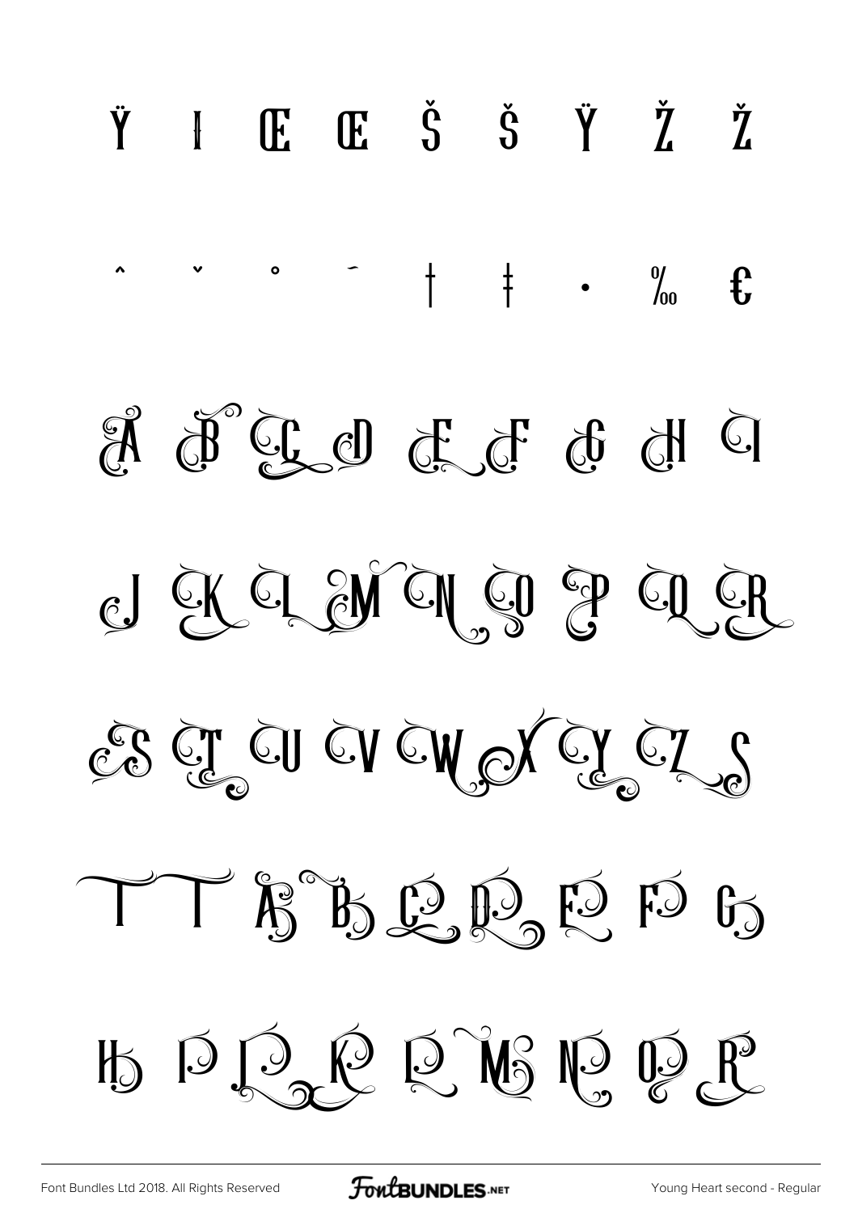Ÿ ı Œ œ Š š Ÿ Ž ž

ˆ ˇ ˚ ˉ † ‡ · ‰ €

A B C D E F G H I

J K L M N O P Q R

S T U V W X Y Z S

T T A B C D E F G

H I J K L M N O R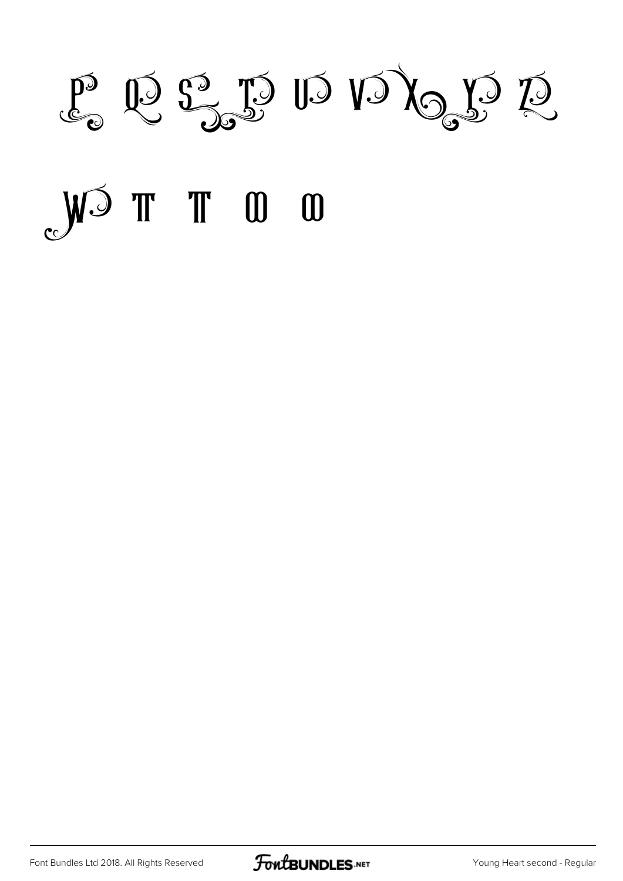P Q S T U V X Y Z

W Π Π Ω Ω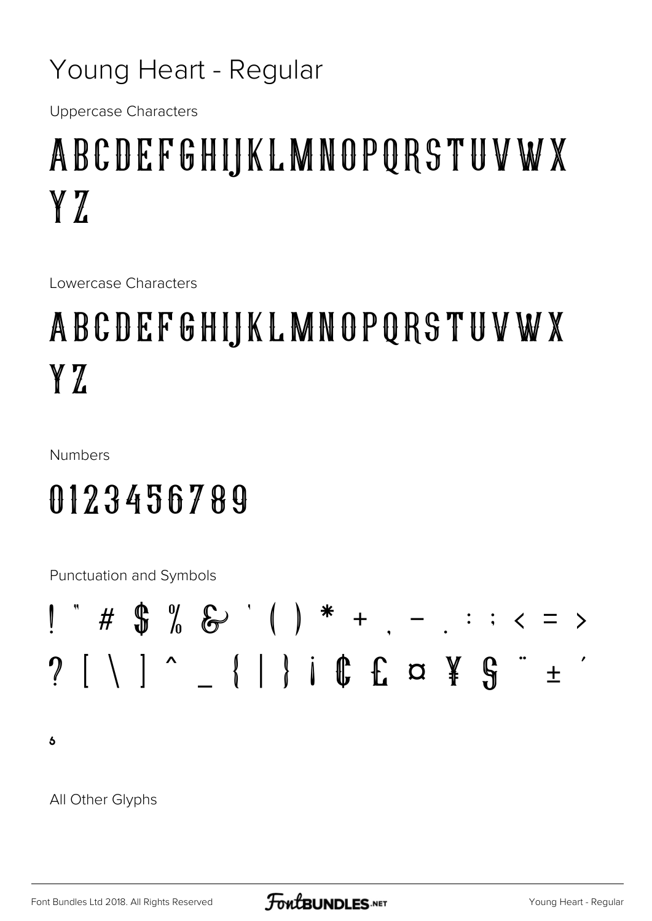# Young Heart - Regular

Uppercase Characters

ABCDEFGHIJKLMNOPQRSTUVWX
YZ

Lowercase Characters

ABCDEFGHIJKLMNOPQRSTUVWX
YZ

Numbers

0123456789

Punctuation and Symbols

! " # $ % & ' ( ) * + , - . : ; < = >
? [ \ ] ^ _ { | } ¡ ¢ £ ¤ ¥ § ¨ ± ´
¸

All Other Glyphs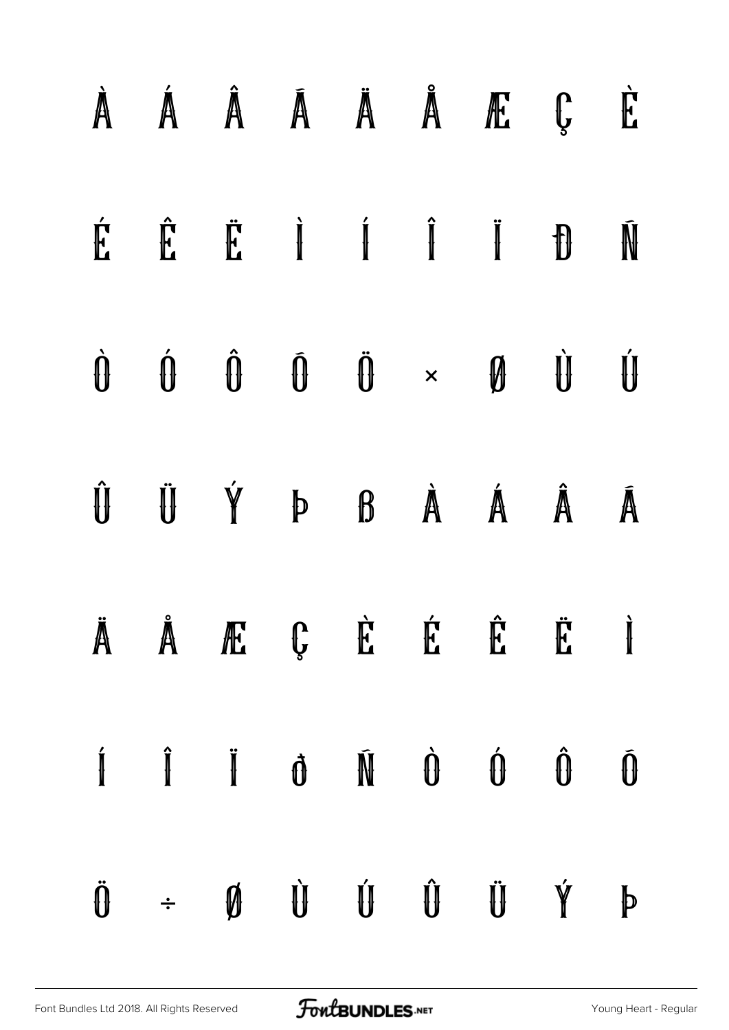À Á Â Ã Ä Å Æ Ç È

É Ê Ë Ì Í Î Ï Ð Ñ

Ò Ó Ô Õ Ö × Ø Ù Ú

Û Ü Ý Þ ß à á â ã

ä å æ ç è é ê ë ì

í î ï ð ñ ò ó ô õ

ö ÷ ø ù ú û ü ý þ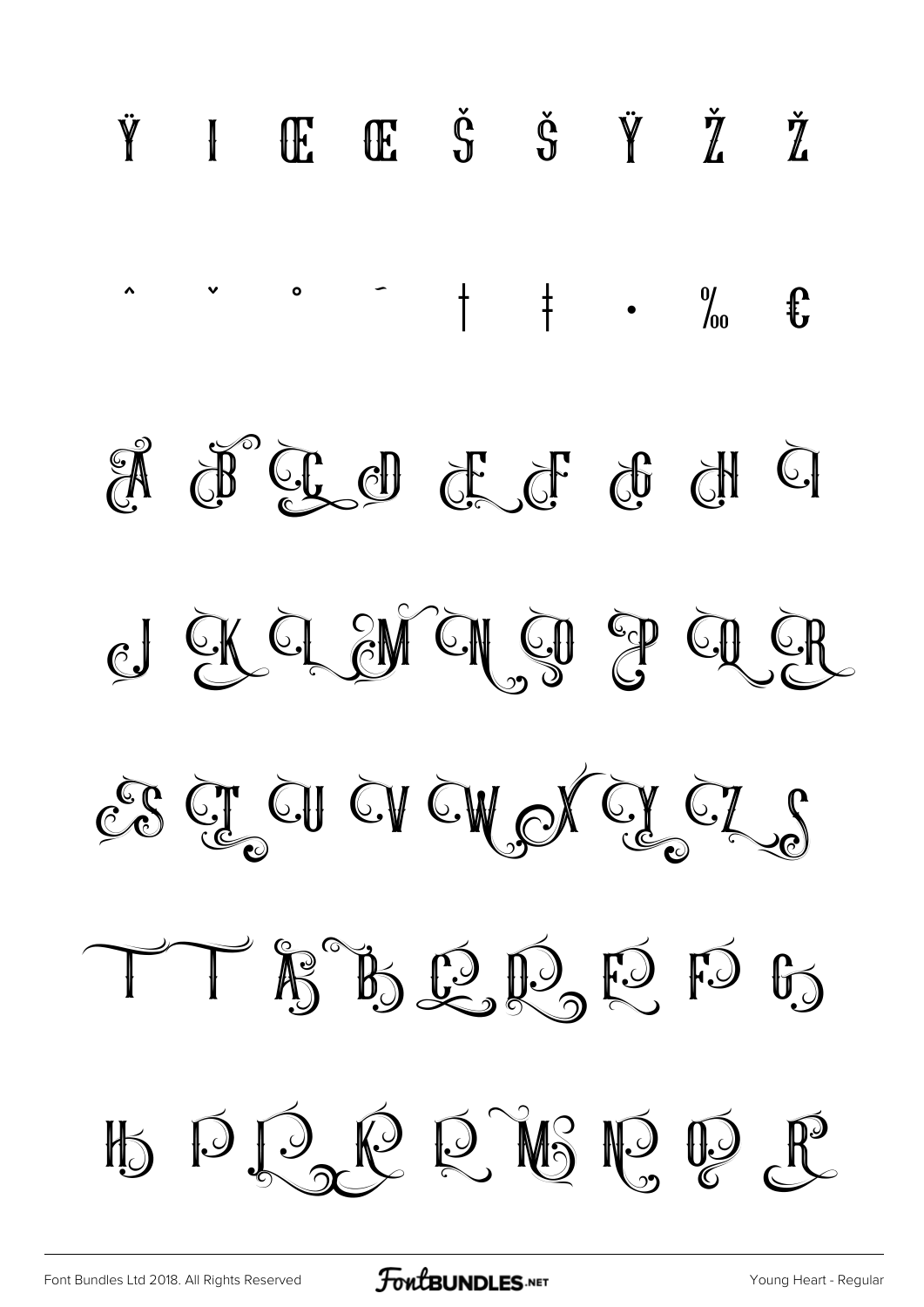Ÿ ı Œ œ Š š Ÿ Ž ž

ˆ ˇ ˚ ˉ † ‡ · ‰ €

A B C D E F G H I

J K L M N O P Q R

S T U V W X Y Z S

T T A B C D E F G

H I J K L M N O R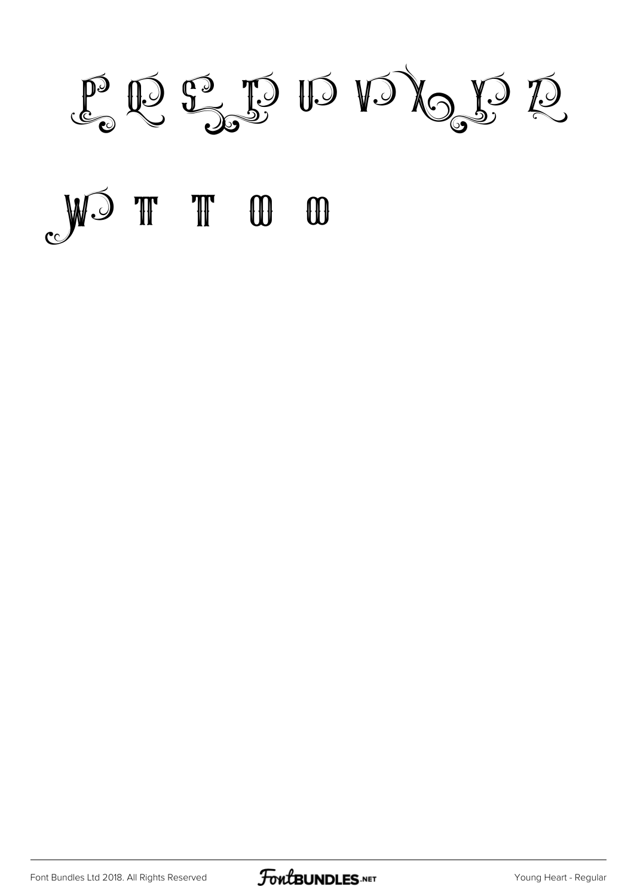P Q S T U V X Y Z

W T T Œ œ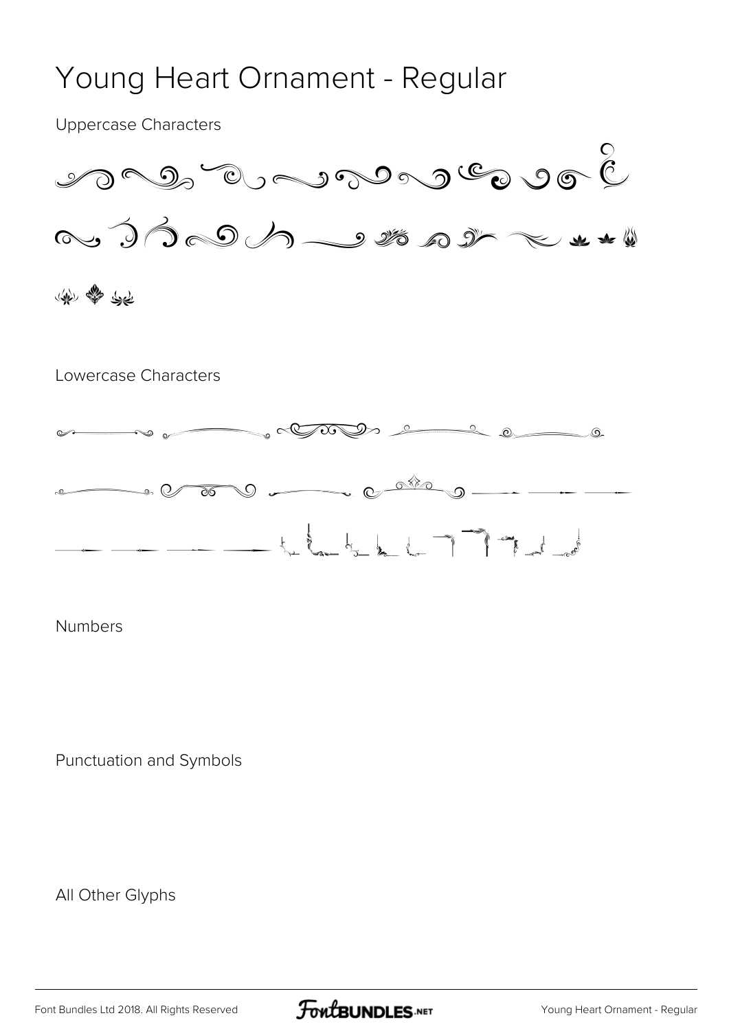# Young Heart Ornament - Regular

Uppercase Characters

Lowercase Characters

Numbers

Punctuation and Symbols

All Other Glyphs